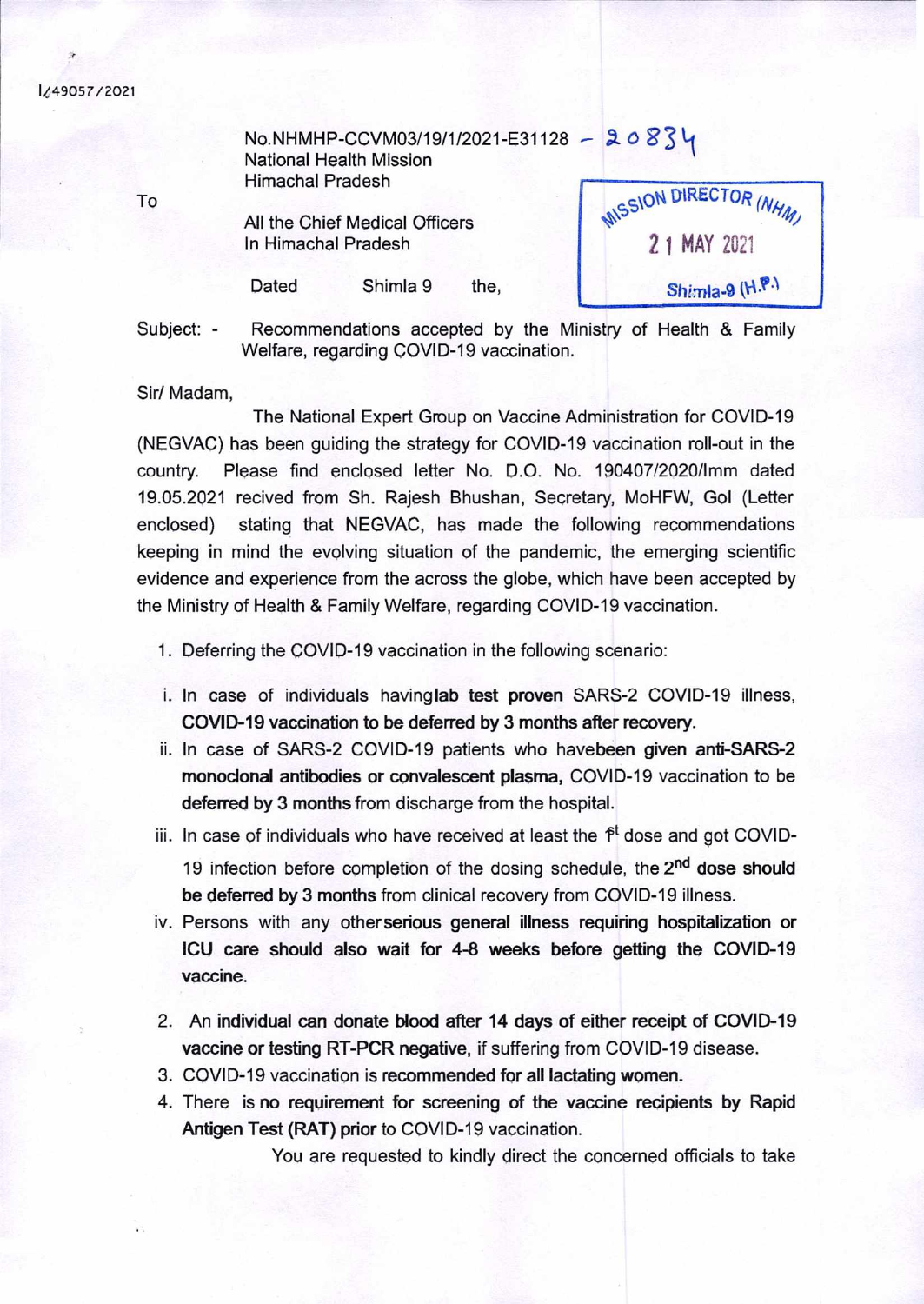I/49057/2021

No.NHMHP-CCVM03/19/1/2021-E31128 - 20834
National Health Mission
Himachal Precesh

To

All the Chief Medical Officers
In Himachal Pradesh

Dated Shimla 9 the,

MISSION DIRECTOR (NHM)
21 MAY 2021
Shimla-9 (H.P.)

Subject: - Recommendations accepted by the Ministry of Health & Family Welfare, regarding COVID-19 vaccination.

Sir/ Madam,

The National Expert Group on Vaccine Administration for COVID-19 (NEGVAC) has been guiding the strategy for COVID-19 vaccination roll-out in the country. Please find enclosed letter No. D.O. No. 190407/2020/Imm dated 19.05.2021 recived from Sh. Rajesh Bhushan, Secretary, MoHFW, GoI (Letter enclosed) stating that NEGVAC, has made the following recommendations keeping in mind the evolving situation of the pandemic, the emerging scientific evidence and experience from the across the globe, which have been accepted by the Ministry of Health & Family Welfare, regarding COVID-19 vaccination.

1. Deferring the COVID-19 vaccination in the following scenario:

   i. In case of individuals having**lab test proven** SARS-2 COVID-19 illness, **COVID-19 vaccination to be deferred by 3 months after recovery.**
   ii. In case of SARS-2 COVID-19 patients who have**been given anti-SARS-2 monoclonal antibodies or convalescent plasma,** COVID-19 vaccination to be **deferred by 3 months** from discharge from the hospital.
   iii. In case of individuals who have received at least the 1st dose and got COVID-19 infection before completion of the dosing schedule, the **2nd dose should be deferred by 3 months** from clinical recovery from COVID-19 illness.
   iv. Persons with any other**serious general illness requiring hospitalization or ICU care should also wait for 4-8 weeks before getting the COVID-19 vaccine.**

2. An **individual can donate blood after 14 days of either receipt of COVID-19 vaccine or testing RT-PCR negative,** if suffering from COVID-19 disease.
3. COVID-19 vaccination is **recommended for all lactating women.**
4. There is **no requirement for screening of the vaccine recipients by Rapid Antigen Test (RAT) prior** to COVID-19 vaccination.

You are requested to kindly direct the concerned officials to take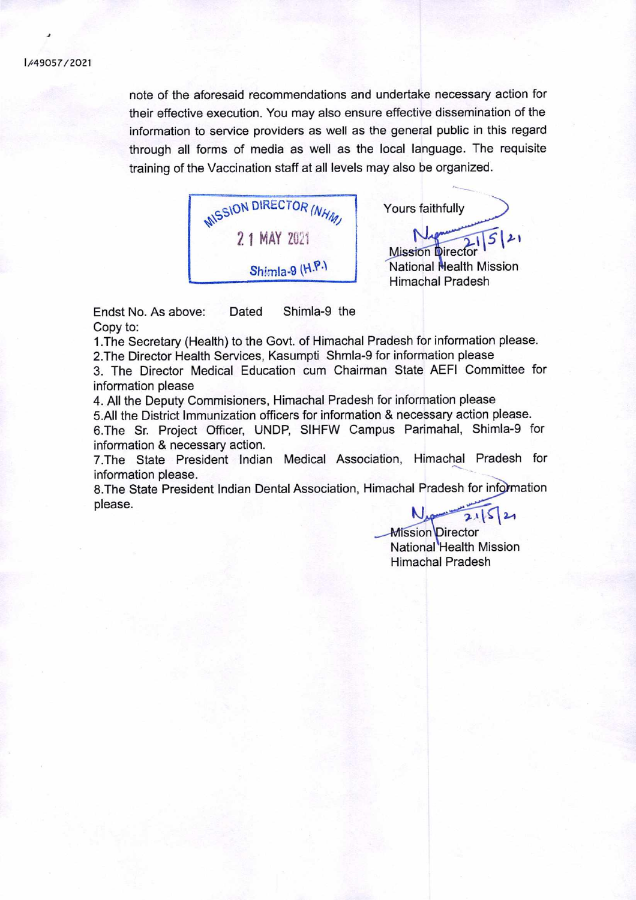I/49057/2021

note of the aforesaid recommendations and undertake necessary action for their effective execution. You may also ensure effective dissemination of the information to service providers as well as the general public in this regard through all forms of media as well as the local language. The requisite training of the Vaccination staff at all levels may also be organized.

MISSION DIRECTOR (NHM)
21 MAY 2021
Shimla-9 (H.P.)

Yours faithfully

21/5/21

Mission Director
National Health Mission
Himachal Pradesh

Endst No. As above: Dated Shimla-9 the

Copy to:

1. The Secretary (Health) to the Govt. of Himachal Pradesh for information please.
2. The Director Health Services, Kasumpti Shmla-9 for information please
3. The Director Medical Education cum Chairman State AEFI Committee for information please
4. All the Deputy Commisioners, Himachal Pradesh for information please
5. All the District Immunization officers for information & necessary action please.
6. The Sr. Project Officer, UNDP, SIHFW Campus Parimahal, Shimla-9 for information & necessary action.
7. The State President Indian Medical Association, Himachal Pradesh for information please.
8. The State President Indian Dental Association, Himachal Pradesh for information please.

21/5/21

Mission Director
National Health Mission
Himachal Pradesh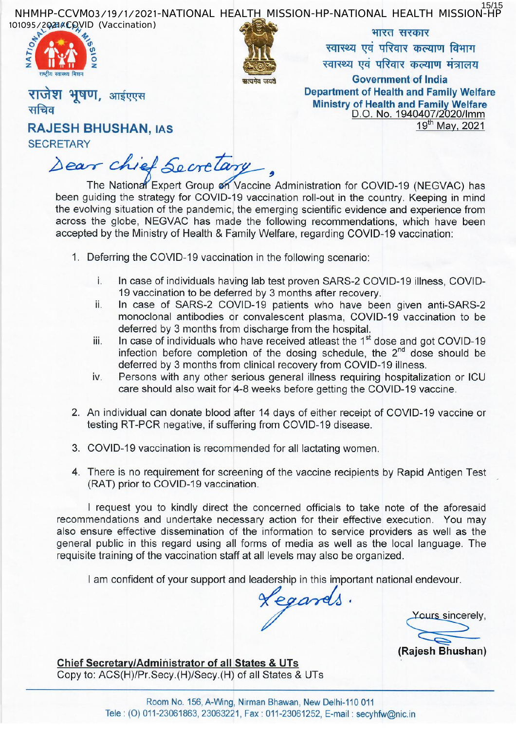NHMHP-CCVM03/19/1/2021-NATIONAL HEALTH MISSION-HP-NATIONAL HEALTH MISSION-HP
101095/2021/COVID (Vaccination)

राजेश भूषण, आईएएस
सचिव

**RAJESH BHUSHAN, IAS**
SECRETARY

भारत सरकार
स्वास्थ्य एवं परिवार कल्याण विभाग
स्वास्थ्य एवं परिवार कल्याण मंत्रालय

**Government of India**
**Department of Health and Family Welfare**
**Ministry of Health and Family Welfare**
D.O. No. 1940407/2020/Imm
19th May, 2021

*Dear Chief Secretary,*

The National Expert Group on Vaccine Administration for COVID-19 (NEGVAC) has been guiding the strategy for COVID-19 vaccination roll-out in the country. Keeping in mind the evolving situation of the pandemic, the emerging scientific evidence and experience from across the globe, NEGVAC has made the following recommendations, which have been accepted by the Ministry of Health & Family Welfare, regarding COVID-19 vaccination:

1. Deferring the COVID-19 vaccination in the following scenario:
   i. In case of individuals having lab test proven SARS-2 COVID-19 illness, COVID-19 vaccination to be deferred by 3 months after recovery.
   ii. In case of SARS-2 COVID-19 patients who have been given anti-SARS-2 monoclonal antibodies or convalescent plasma, COVID-19 vaccination to be deferred by 3 months from discharge from the hospital.
   iii. In case of individuals who have received atleast the 1st dose and got COVID-19 infection before completion of the dosing schedule, the 2nd dose should be deferred by 3 months from clinical recovery from COVID-19 illness.
   iv. Persons with any other serious general illness requiring hospitalization or ICU care should also wait for 4-8 weeks before getting the COVID-19 vaccine.
2. An individual can donate blood after 14 days of either receipt of COVID-19 vaccine or testing RT-PCR negative, if suffering from COVID-19 disease.
3. COVID-19 vaccination is recommended for all lactating women.
4. There is no requirement for screening of the vaccine recipients by Rapid Antigen Test (RAT) prior to COVID-19 vaccination.

I request you to kindly direct the concerned officials to take note of the aforesaid recommendations and undertake necessary action for their effective execution. You may also ensure effective dissemination of the information to service providers as well as the general public in this regard using all forms of media as well as the local language. The requisite training of the vaccination staff at all levels may also be organized.

I am confident of your support and leadership in this important national endeavour.

*Regards.*

Yours sincerely,

**(Rajesh Bhushan)**

**Chief Secretary/Administrator of all States & UTs**
Copy to: ACS(H)/Pr.Secy.(H)/Secy.(H) of all States & UTs

Room No. 156, A-Wing, Nirman Bhawan, New Delhi-110 011
Tele : (O) 011-23061863, 23063221, Fax : 011-23061252, E-mail : secyhfw@nic.in